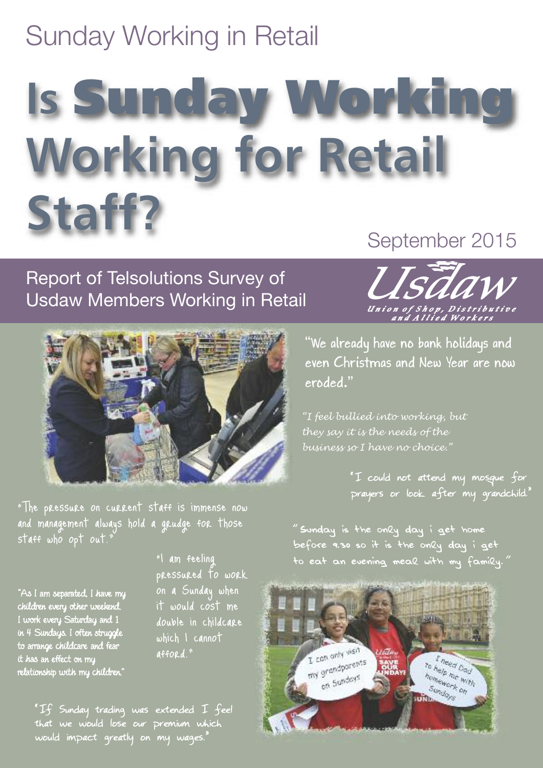Sunday Working in Retail

# Is Sunday Working Working for Retail Staff?

September 2015

Report of Telsolutions Survey of Usdaw Members Working in Retail

Usdaw
Union of Shop, Distributive and Allied Workers

"We already have no bank holidays and even Christmas and New Year are now eroded."

*"I feel bullied into working, but they say it is the needs of the business so I have no choice."*

"I could not attend my mosque for prayers or look after my grandchild."

"The pressure on current staff is immense now and management always hold a grudge for those staff who opt out."

"Sunday is the only day i get home before 9.30 so it is the only day i get to eat an evening meal with my family."

"As I am separated, I have my children every other weekend. I work every Saturday and 1 in 4 Sundays. I often struggle to arrange childcare and fear it has an effect on my relationship with my children."

"I am feeling pressured to work on a Sunday when it would cost me double in childcare which I cannot afford."

"If Sunday trading was extended I feel that we would lose our premium which would impact greatly on my wages."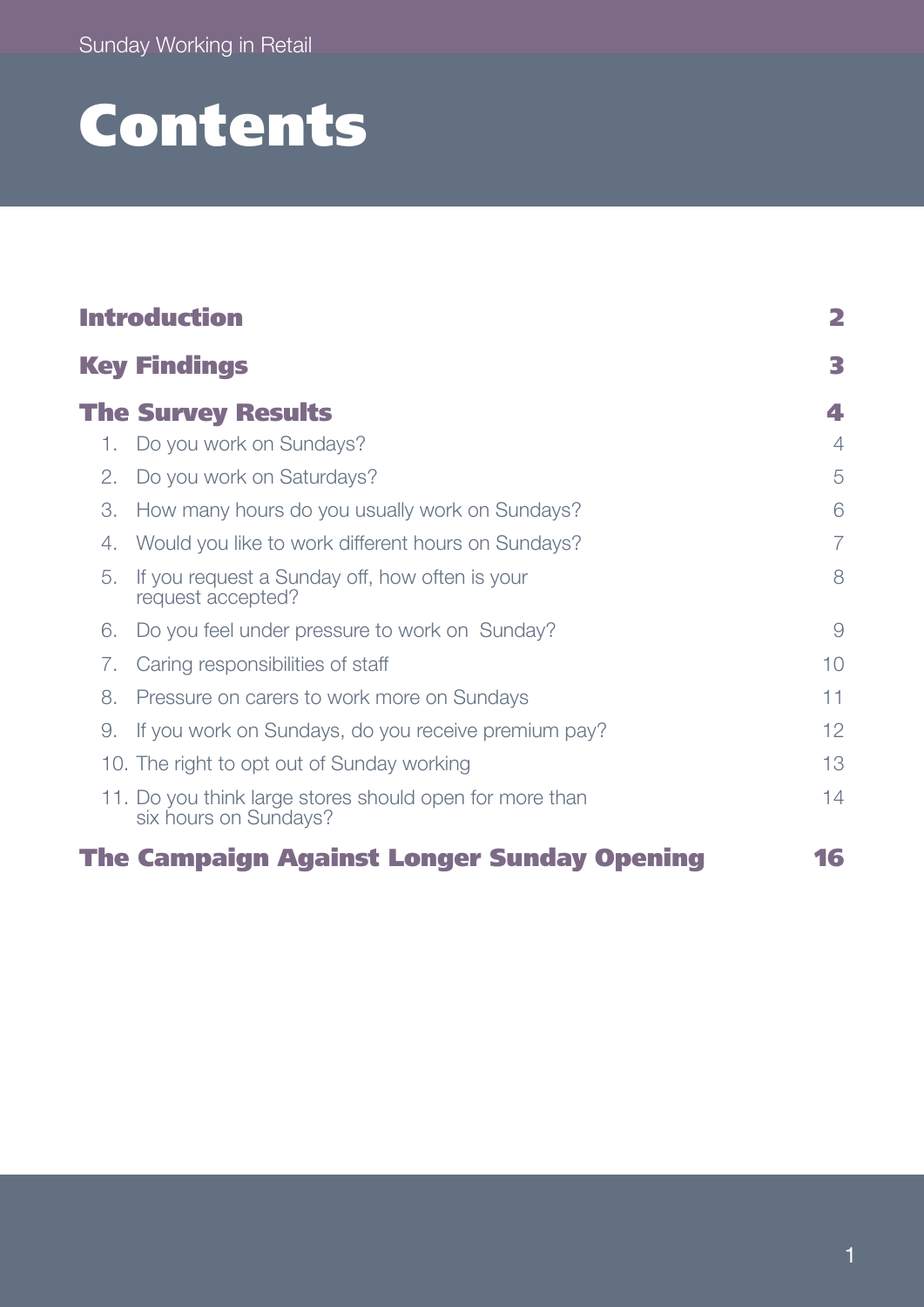# Contents

| | |
|---|---|
| **Introduction** | **2** |
| **Key Findings** | **3** |
| **The Survey Results** | **4** |
| 1. Do you work on Sundays? | 4 |
| 2. Do you work on Saturdays? | 5 |
| 3. How many hours do you usually work on Sundays? | 6 |
| 4. Would you like to work different hours on Sundays? | 7 |
| 5. If you request a Sunday off, how often is your request accepted? | 8 |
| 6. Do you feel under pressure to work on Sunday? | 9 |
| 7. Caring responsibilities of staff | 10 |
| 8. Pressure on carers to work more on Sundays | 11 |
| 9. If you work on Sundays, do you receive premium pay? | 12 |
| 10. The right to opt out of Sunday working | 13 |
| 11. Do you think large stores should open for more than six hours on Sundays? | 14 |
| **The Campaign Against Longer Sunday Opening** | **16** |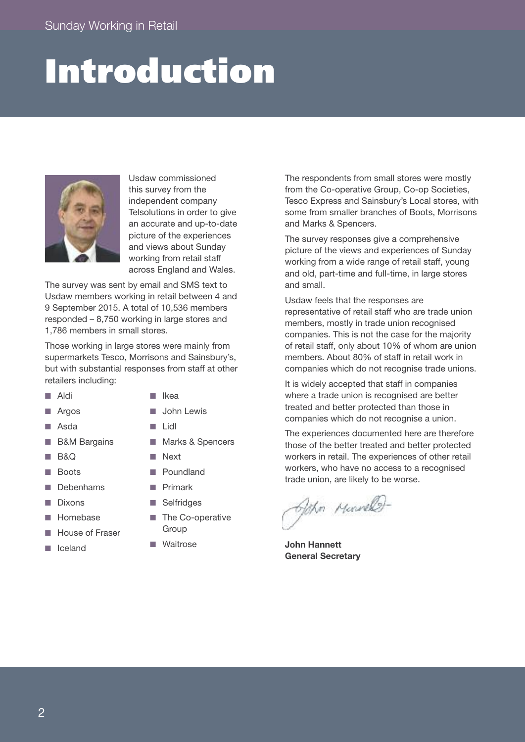# Introduction

Usdaw commissioned this survey from the independent company Telsolutions in order to give an accurate and up-to-date picture of the experiences and views about Sunday working from retail staff across England and Wales.

The survey was sent by email and SMS text to Usdaw members working in retail between 4 and 9 September 2015. A total of 10,536 members responded – 8,750 working in large stores and 1,786 members in small stores.

Those working in large stores were mainly from supermarkets Tesco, Morrisons and Sainsbury's, but with substantial responses from staff at other retailers including:

- Aldi
- Argos
- Asda
- B&M Bargains
- B&Q
- Boots
- Debenhams
- Dixons
- Homebase
- House of Fraser
- Iceland
- Ikea
- John Lewis
- Lidl
- Marks & Spencers
- Next
- Poundland
- Primark
- Selfridges
- The Co-operative Group
- Waitrose

The respondents from small stores were mostly from the Co-operative Group, Co-op Societies, Tesco Express and Sainsbury's Local stores, with some from smaller branches of Boots, Morrisons and Marks & Spencers.

The survey responses give a comprehensive picture of the views and experiences of Sunday working from a wide range of retail staff, young and old, part-time and full-time, in large stores and small.

Usdaw feels that the responses are representative of retail staff who are trade union members, mostly in trade union recognised companies. This is not the case for the majority of retail staff, only about 10% of whom are union members. About 80% of staff in retail work in companies which do not recognise trade unions.

It is widely accepted that staff in companies where a trade union is recognised are better treated and better protected than those in companies which do not recognise a union.

The experiences documented here are therefore those of the better treated and better protected workers in retail. The experiences of other retail workers, who have no access to a recognised trade union, are likely to be worse.

**John Hannett**
**General Secretary**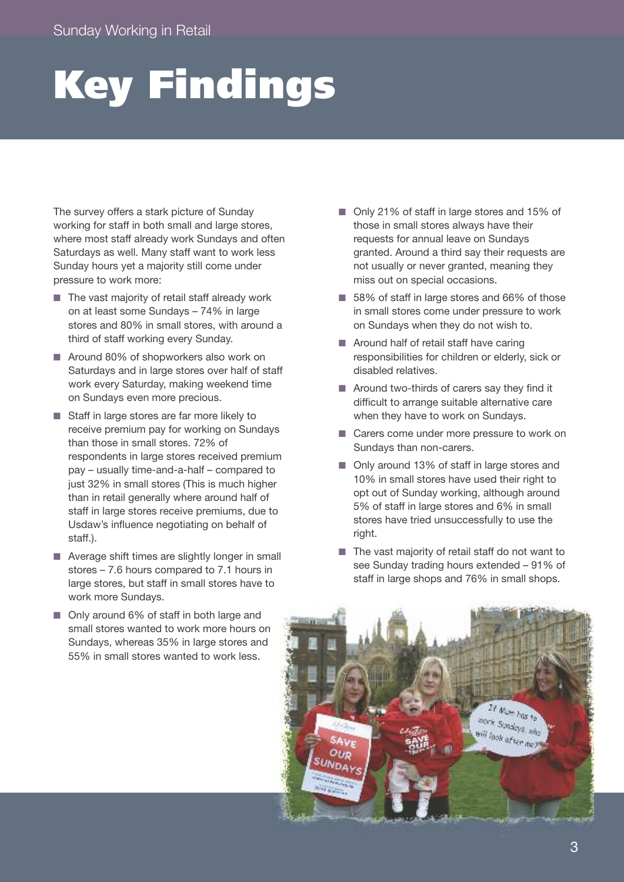# Key Findings

The survey offers a stark picture of Sunday working for staff in both small and large stores, where most staff already work Sundays and often Saturdays as well. Many staff want to work less Sunday hours yet a majority still come under pressure to work more:

- The vast majority of retail staff already work on at least some Sundays – 74% in large stores and 80% in small stores, with around a third of staff working every Sunday.
- Around 80% of shopworkers also work on Saturdays and in large stores over half of staff work every Saturday, making weekend time on Sundays even more precious.
- Staff in large stores are far more likely to receive premium pay for working on Sundays than those in small stores. 72% of respondents in large stores received premium pay – usually time-and-a-half – compared to just 32% in small stores (This is much higher than in retail generally where around half of staff in large stores receive premiums, due to Usdaw's influence negotiating on behalf of staff.).
- Average shift times are slightly longer in small stores – 7.6 hours compared to 7.1 hours in large stores, but staff in small stores have to work more Sundays.
- Only around 6% of staff in both large and small stores wanted to work more hours on Sundays, whereas 35% in large stores and 55% in small stores wanted to work less.
- Only 21% of staff in large stores and 15% of those in small stores always have their requests for annual leave on Sundays granted. Around a third say their requests are not usually or never granted, meaning they miss out on special occasions.
- 58% of staff in large stores and 66% of those in small stores come under pressure to work on Sundays when they do not wish to.
- Around half of retail staff have caring responsibilities for children or elderly, sick or disabled relatives.
- Around two-thirds of carers say they find it difficult to arrange suitable alternative care when they have to work on Sundays.
- Carers come under more pressure to work on Sundays than non-carers.
- Only around 13% of staff in large stores and 10% in small stores have used their right to opt out of Sunday working, although around 5% of staff in large stores and 6% in small stores have tried unsuccessfully to use the right.
- The vast majority of retail staff do not want to see Sunday trading hours extended – 91% of staff in large shops and 76% in small shops.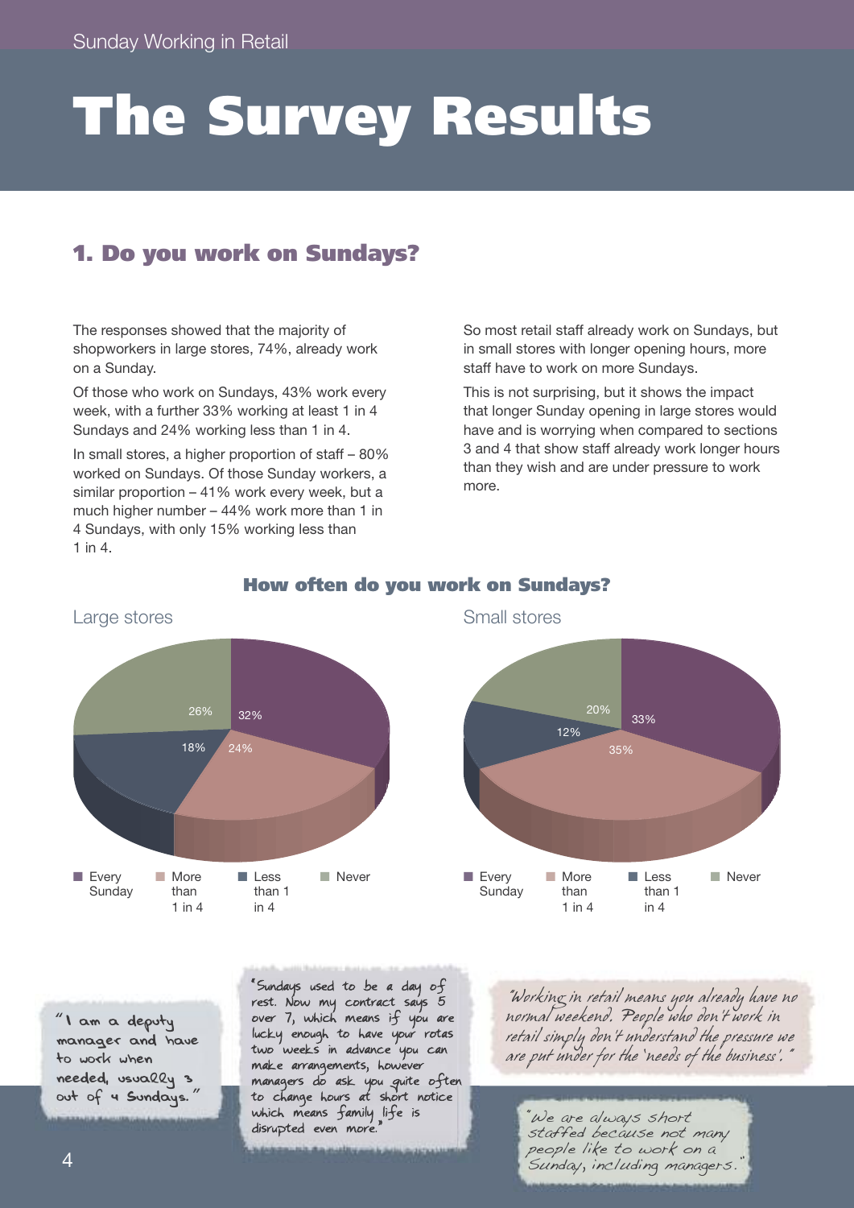# The Survey Results

## 1. Do you work on Sundays?

The responses showed that the majority of shopworkers in large stores, 74%, already work on a Sunday.

Of those who work on Sundays, 43% work every week, with a further 33% working at least 1 in 4 Sundays and 24% working less than 1 in 4.

In small stores, a higher proportion of staff – 80% worked on Sundays. Of those Sunday workers, a similar proportion – 41% work every week, but a much higher number – 44% work more than 1 in 4 Sundays, with only 15% working less than 1 in 4.

So most retail staff already work on Sundays, but in small stores with longer opening hours, more staff have to work on more Sundays.

This is not surprising, but it shows the impact that longer Sunday opening in large stores would have and is worrying when compared to sections 3 and 4 that show staff already work longer hours than they wish and are under pressure to work more.

### How often do you work on Sundays?

| | Every Sunday | More than 1 in 4 | Less than 1 in 4 | Never |
|---|---|---|---|---|
| Large stores | 32% | 24% | 18% | 26% |
| Small stores | 33% | 35% | 12% | 20% |

*"I am a deputy manager and have to work when needed, usually 3 out of 4 Sundays."*

*"Sundays used to be a day of rest. Now my contract says 5 over 7, which means if you are lucky enough to have your rotas two weeks in advance you can make arrangements, however managers do ask you quite often to change hours at short notice which means family life is disrupted even more."*

*"Working in retail means you already have no normal weekend. People who don't work in retail simply don't understand the pressure we are put under for the 'needs of the business'."*

*"We are always short staffed because not many people like to work on a Sunday, including managers."*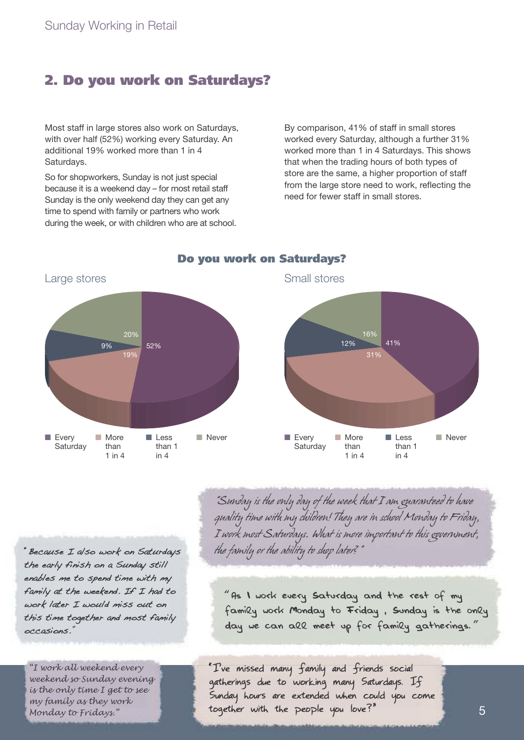## 2. Do you work on Saturdays?

Most staff in large stores also work on Saturdays, with over half (52%) working every Saturday. An additional 19% worked more than 1 in 4 Saturdays.

So for shopworkers, Sunday is not just special because it is a weekend day – for most retail staff Sunday is the only weekend day they can get any time to spend with family or partners who work during the week, or with children who are at school.

By comparison, 41% of staff in small stores worked every Saturday, although a further 31% worked more than 1 in 4 Saturdays. This shows that when the trading hours of both types of store are the same, a higher proportion of staff from the large store need to work, reflecting the need for fewer staff in small stores.

### Do you work on Saturdays?

| | Large stores | Small stores |
|---|---|---|
| Every Saturday | 52% | 41% |
| More than 1 in 4 | 19% | 31% |
| Less than 1 in 4 | 9% | 12% |
| Never | 20% | 16% |

"Sunday is the only day of the week that I am guaranteed to have quality time with my children! They are in school Monday to Friday, I work most Saturdays. What is more important to this government, the family or the ability to shop later?"

"Because I also work on Saturdays the early finish on a Sunday still enables me to spend time with my family at the weekend. If I had to work later I would miss out on this time together and most family occasions."

"As I work every Saturday and the rest of my family work Monday to Friday, Sunday is the only day we can all meet up for family gatherings."

"I work all weekend every weekend so Sunday evening is the only time I get to see my family as they work Monday to Fridays."

"I've missed many family and friends social gatherings due to working many Saturdays. If Sunday hours are extended when could you come together with the people you love?"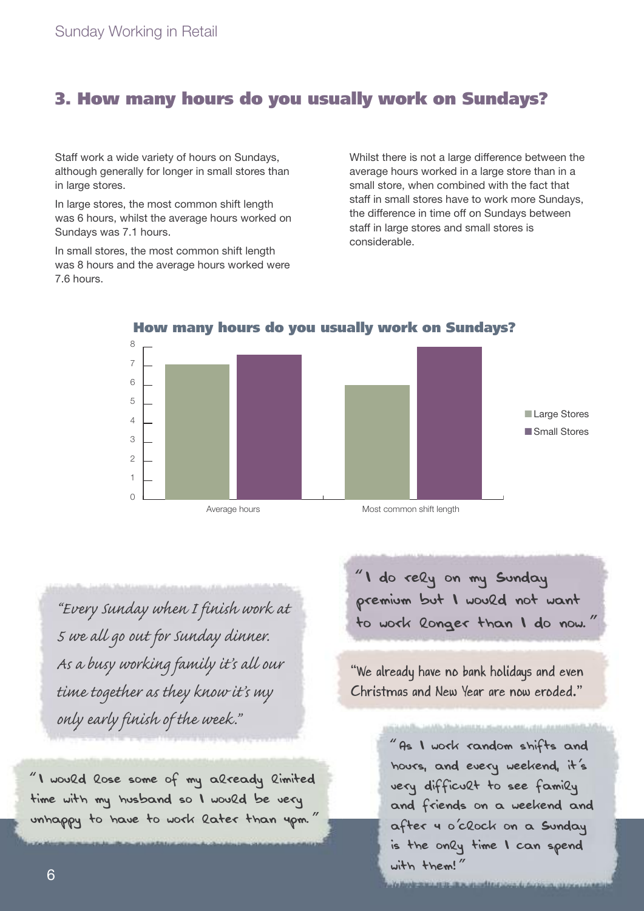## 3. How many hours do you usually work on Sundays?

Staff work a wide variety of hours on Sundays, although generally for longer in small stores than in large stores.

In large stores, the most common shift length was 6 hours, whilst the average hours worked on Sundays was 7.1 hours.

In small stores, the most common shift length was 8 hours and the average hours worked were 7.6 hours.

Whilst there is not a large difference between the average hours worked in a large store than in a small store, when combined with the fact that staff in small stores have to work more Sundays, the difference in time off on Sundays between staff in large stores and small stores is considerable.

**How many hours do you usually work on Sundays?**

| | Large Stores | Small Stores |
|---|---|---|
| Average hours | 7.1 | 7.6 |
| Most common shift length | 6 | 8 |

*"Every Sunday when I finish work at 5 we all go out for Sunday dinner. As a busy working family it's all our time together as they know it's my only early finish of the week."*

"I would lose some of my already limited time with my husband so I would be very unhappy to have to work later than 4pm."

"I do rely on my Sunday premium but I would not want to work longer than I do now."

"We already have no bank holidays and even Christmas and New Year are now eroded."

"As I work random shifts and hours, and every weekend, it's very difficult to see family and friends on a weekend and after 4 o'clock on a Sunday is the only time I can spend with them!"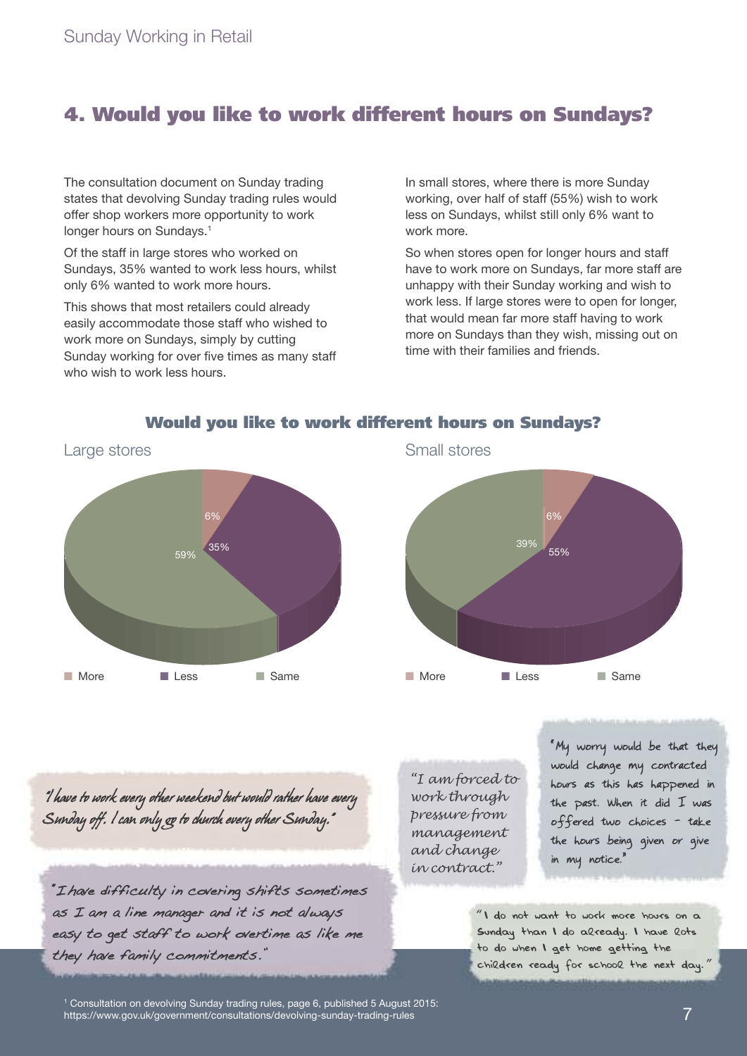## 4. Would you like to work different hours on Sundays?

The consultation document on Sunday trading states that devolving Sunday trading rules would offer shop workers more opportunity to work longer hours on Sundays.[1]

Of the staff in large stores who worked on Sundays, 35% wanted to work less hours, whilst only 6% wanted to work more hours.

This shows that most retailers could already easily accommodate those staff who wished to work more on Sundays, simply by cutting Sunday working for over five times as many staff who wish to work less hours.

In small stores, where there is more Sunday working, over half of staff (55%) wish to work less on Sundays, whilst still only 6% want to work more.

So when stores open for longer hours and staff have to work more on Sundays, far more staff are unhappy with their Sunday working and wish to work less. If large stores were to open for longer, that would mean far more staff having to work more on Sundays than they wish, missing out on time with their families and friends.

### Would you like to work different hours on Sundays?

**Large stores**

| More | Less | Same |
|---|---|---|
| 6% | 35% | 59% |

**Small stores**

| More | Less | Same |
|---|---|---|
| 6% | 55% | 39% |

"I have to work every other weekend but would rather have every Sunday off. I can only go to church every other Sunday."

"I have difficulty in covering shifts sometimes as I am a line manager and it is not always easy to get staff to work overtime as like me they have family commitments."

"I am forced to work through pressure from management and change in contract."

"My worry would be that they would change my contracted hours as this has happened in the past. When it did I was offered two choices – take the hours being given or give in my notice."

"I do not want to work more hours on a Sunday than I do already. I have lots to do when I get home getting the children ready for school the next day."

[1] Consultation on devolving Sunday trading rules, page 6, published 5 August 2015: https://www.gov.uk/government/consultations/devolving-sunday-trading-rules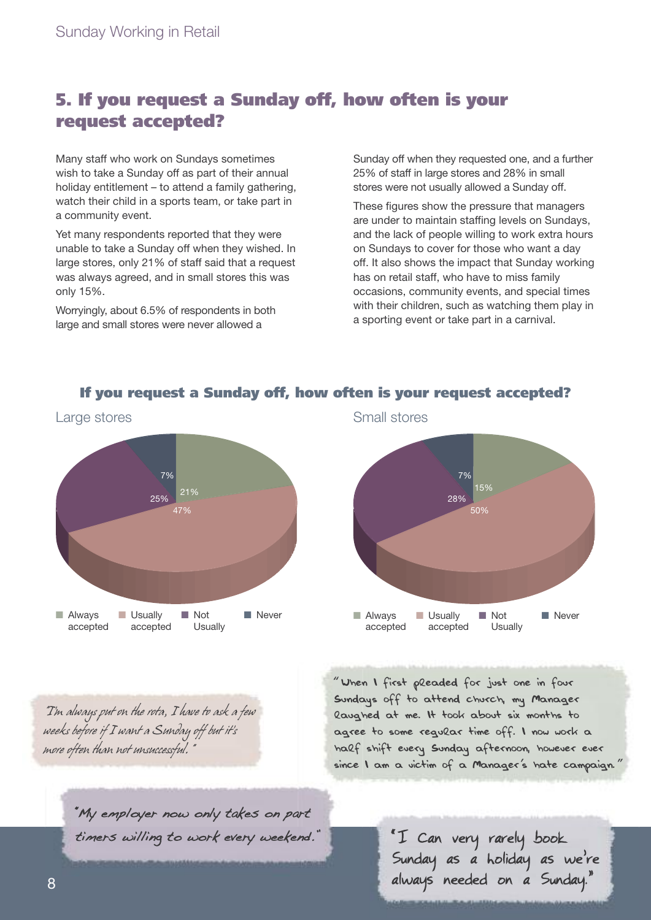## 5. If you request a Sunday off, how often is your request accepted?

Many staff who work on Sundays sometimes wish to take a Sunday off as part of their annual holiday entitlement – to attend a family gathering, watch their child in a sports team, or take part in a community event.

Yet many respondents reported that they were unable to take a Sunday off when they wished. In large stores, only 21% of staff said that a request was always agreed, and in small stores this was only 15%.

Worryingly, about 6.5% of respondents in both large and small stores were never allowed a Sunday off when they requested one, and a further 25% of staff in large stores and 28% in small stores were not usually allowed a Sunday off.

These figures show the pressure that managers are under to maintain staffing levels on Sundays, and the lack of people willing to work extra hours on Sundays to cover for those who want a day off. It also shows the impact that Sunday working has on retail staff, who have to miss family occasions, community events, and special times with their children, such as watching them play in a sporting event or take part in a carnival.

**If you request a Sunday off, how often is your request accepted?**

| | Large stores | Small stores |
|---|---|---|
| Always accepted | 21% | 15% |
| Usually accepted | 47% | 50% |
| Not Usually | 25% | 28% |
| Never | 7% | 7% |

*"I'm always put on the rota, I have to ask a few weeks before if I want a Sunday off but it's more often than not unsuccessful."*

*"When I first pleaded for just one in four Sundays off to attend church, my Manager laughed at me. It took about six months to agree to some regular time off. I now work a half shift every Sunday afternoon, however ever since I am a victim of a Manager's hate campaign."*

*"My employer now only takes on part timers willing to work every weekend."*

*"I Can very rarely book Sunday as a holiday as we're always needed on a Sunday."*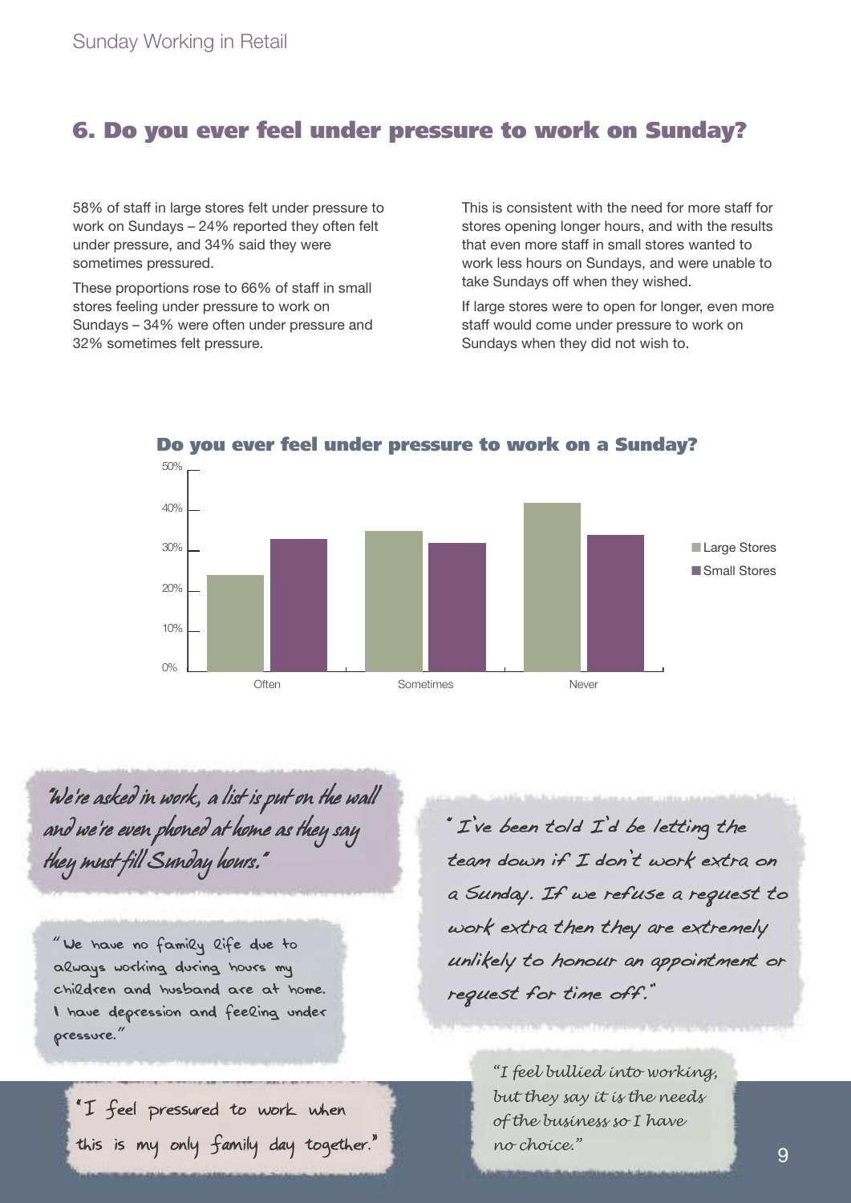## 6. Do you ever feel under pressure to work on Sunday?

58% of staff in large stores felt under pressure to work on Sundays – 24% reported they often felt under pressure, and 34% said they were sometimes pressured.

These proportions rose to 66% of staff in small stores feeling under pressure to work on Sundays – 34% were often under pressure and 32% sometimes felt pressure.

This is consistent with the need for more staff for stores opening longer hours, and with the results that even more staff in small stores wanted to work less hours on Sundays, and were unable to take Sundays off when they wished.

If large stores were to open for longer, even more staff would come under pressure to work on Sundays when they did not wish to.

**Do you ever feel under pressure to work on a Sunday?**

| | Often | Sometimes | Never |
|---|---|---|---|
| Large Stores | 24% | 34% | 42% |
| Small Stores | 34% | 32% | 34% |

*"We're asked in work, a list is put on the wall and we're even phoned at home as they say they must fill Sunday hours."*

*"We have no family life due to always working during hours my children and husband are at home. I have depression and feeling under pressure."*

*"I feel pressured to work when this is my only family day together."*

*"I've been told I'd be letting the team down if I don't work extra on a Sunday. If we refuse a request to work extra then they are extremely unlikely to honour an appointment or request for time off."*

*"I feel bullied into working, but they say it is the needs of the business so I have no choice."*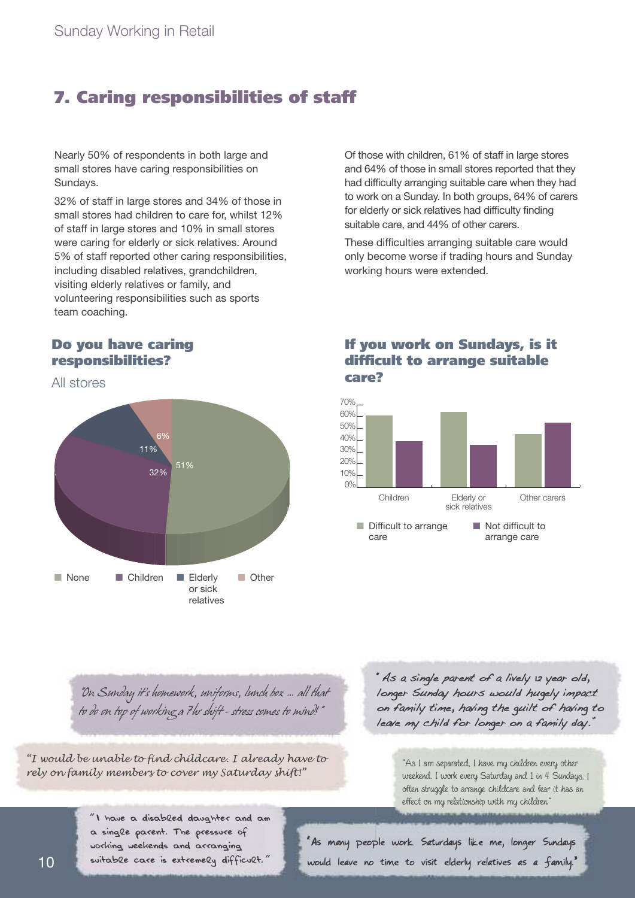## 7. Caring responsibilities of staff

Nearly 50% of respondents in both large and small stores have caring responsibilities on Sundays.

32% of staff in large stores and 34% of those in small stores had children to care for, whilst 12% of staff in large stores and 10% in small stores were caring for elderly or sick relatives. Around 5% of staff reported other caring responsibilities, including disabled relatives, grandchildren, visiting elderly relatives or family, and volunteering responsibilities such as sports team coaching.

Of those with children, 61% of staff in large stores and 64% of those in small stores reported that they had difficulty arranging suitable care when they had to work on a Sunday. In both groups, 64% of carers for elderly or sick relatives had difficulty finding suitable care, and 44% of other carers.

These difficulties arranging suitable care would only become worse if trading hours and Sunday working hours were extended.

### Do you have caring responsibilities?

All stores

| None | Children | Elderly or sick relatives | Other |
|---|---|---|---|
| 51% | 32% | 11% | 6% |

### If you work on Sundays, is it difficult to arrange suitable care?

Chart categories: Children; Elderly or sick relatives; Other carers. Legend: Difficult to arrange care; Not difficult to arrange care. Axis: 0%–70%.

"On Sunday it's homework, uniforms, lunch box ... all that to do on top of working a 7hr shift - stress comes to mind!"

"As a single parent of a lively 12 year old, longer Sunday hours would hugely impact on family time, having the guilt of having to leave my child for longer on a family day."

"I would be unable to find childcare. I already have to rely on family members to cover my Saturday shift!"

"As I am separated, I have my children every other weekend. I work every Saturday and 1 in 4 Sundays. I often struggle to arrange childcare and fear it has an effect on my relationship with my children."

"I have a disabled daughter and am a single parent. The pressure of working weekends and arranging suitable care is extremely difficult."

"As many people work Saturdays like me, longer Sundays would leave no time to visit elderly relatives as a family."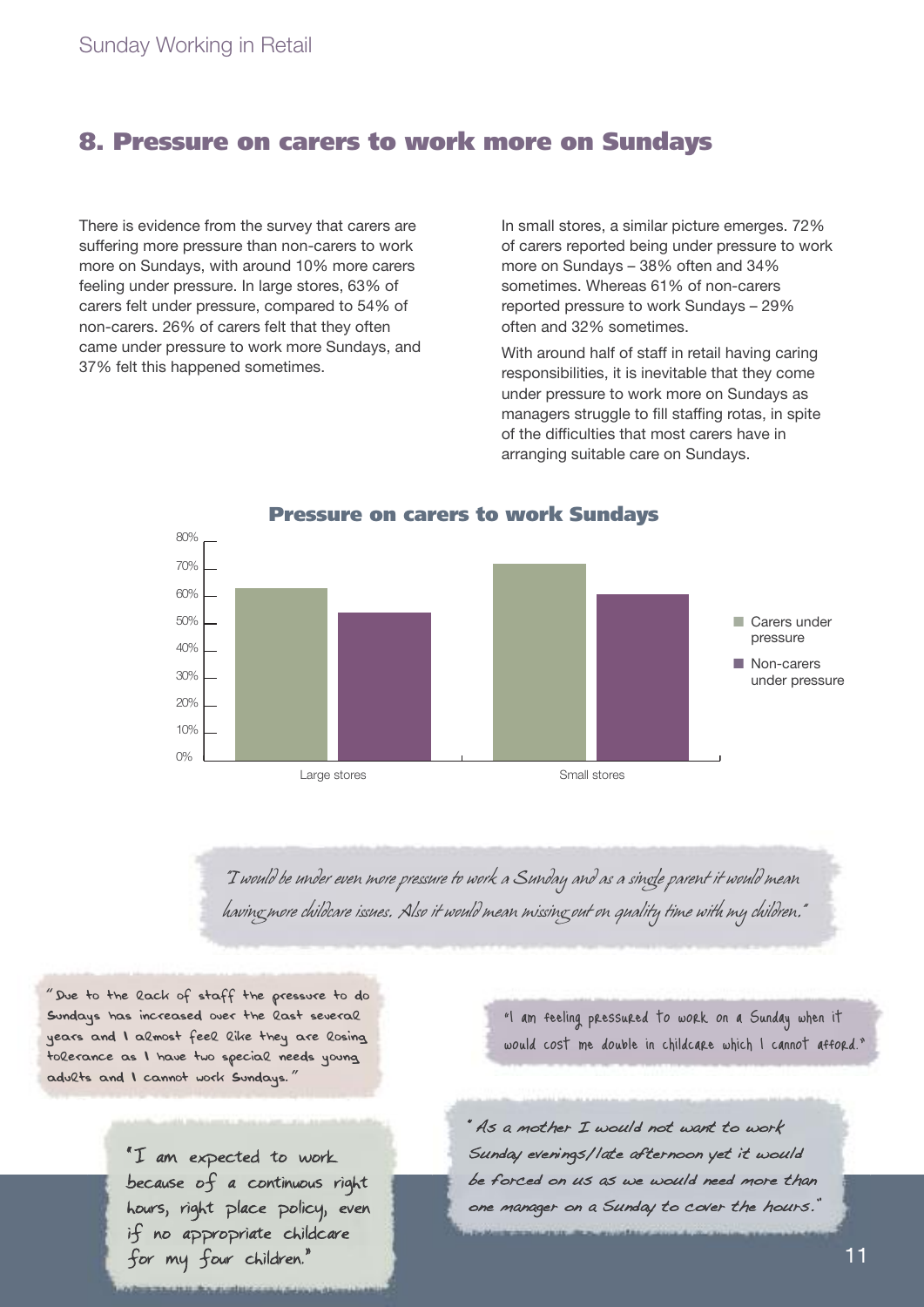## 8. Pressure on carers to work more on Sundays

There is evidence from the survey that carers are suffering more pressure than non-carers to work more on Sundays, with around 10% more carers feeling under pressure. In large stores, 63% of carers felt under pressure, compared to 54% of non-carers. 26% of carers felt that they often came under pressure to work more Sundays, and 37% felt this happened sometimes.

In small stores, a similar picture emerges. 72% of carers reported being under pressure to work more on Sundays – 38% often and 34% sometimes. Whereas 61% of non-carers reported pressure to work Sundays – 29% often and 32% sometimes.

With around half of staff in retail having caring responsibilities, it is inevitable that they come under pressure to work more on Sundays as managers struggle to fill staffing rotas, in spite of the difficulties that most carers have in arranging suitable care on Sundays.

**Pressure on carers to work Sundays**

| | Carers under pressure | Non-carers under pressure |
|---|---|---|
| Large stores | 63% | 54% |
| Small stores | 72% | 61% |

*"I would be under even more pressure to work a Sunday and as a single parent it would mean having more childcare issues. Also it would mean missing out on quality time with my children."*

*"Due to the lack of staff the pressure to do Sundays has increased over the last several years and I almost feel like they are losing tolerance as I have two special needs young adults and I cannot work Sundays."*

*"I am feeling pressured to work on a Sunday when it would cost me double in childcare which I cannot afford."*

*"I am expected to work because of a continuous right hours, right place policy, even if no appropriate childcare for my four children."*

*"As a mother I would not want to work Sunday evenings/late afternoon yet it would be forced on us as we would need more than one manager on a Sunday to cover the hours."*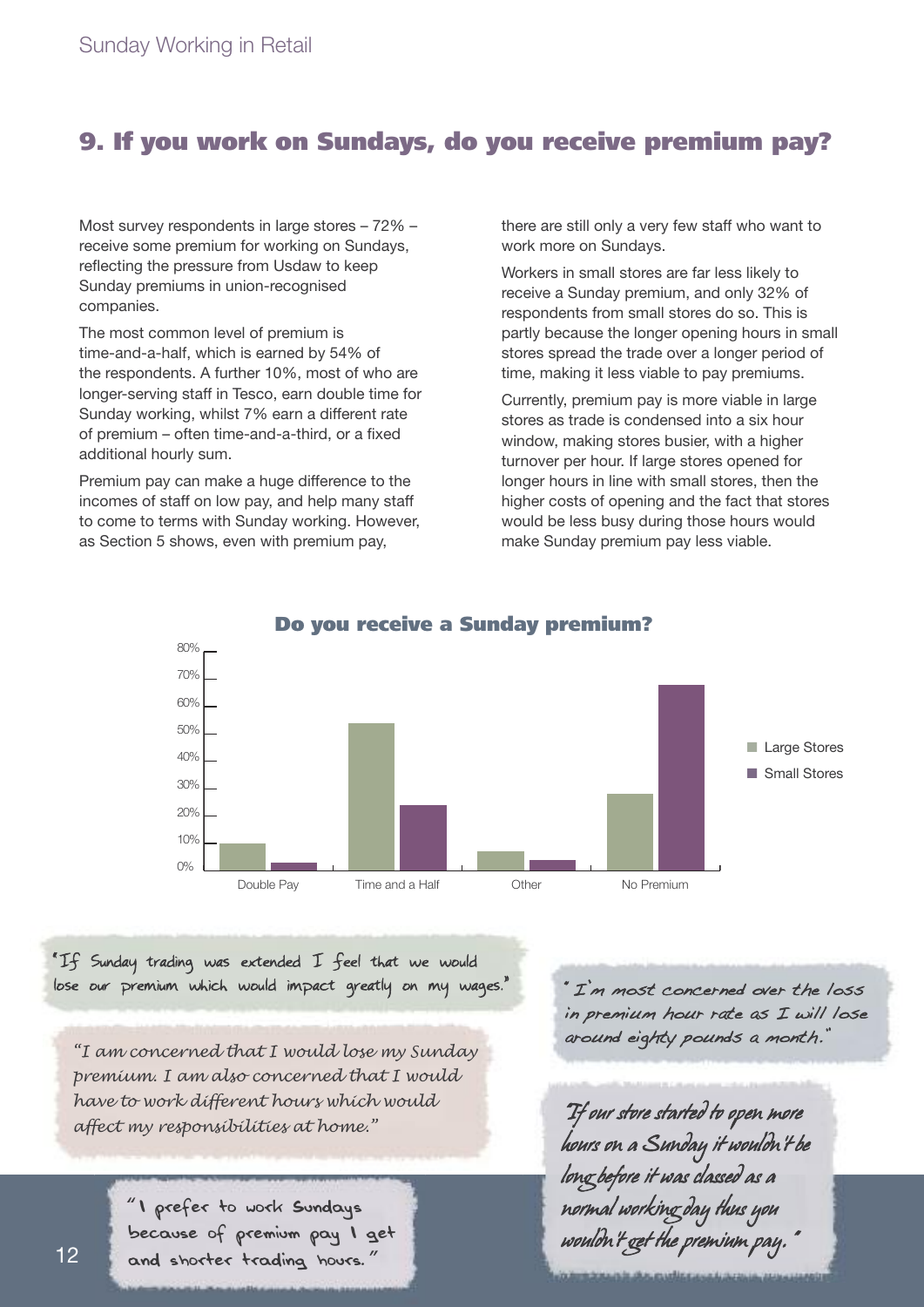## 9. If you work on Sundays, do you receive premium pay?

Most survey respondents in large stores – 72% – receive some premium for working on Sundays, reflecting the pressure from Usdaw to keep Sunday premiums in union-recognised companies.

The most common level of premium is time-and-a-half, which is earned by 54% of the respondents. A further 10%, most of who are longer-serving staff in Tesco, earn double time for Sunday working, whilst 7% earn a different rate of premium – often time-and-a-third, or a fixed additional hourly sum.

Premium pay can make a huge difference to the incomes of staff on low pay, and help many staff to come to terms with Sunday working. However, as Section 5 shows, even with premium pay, there are still only a very few staff who want to work more on Sundays.

Workers in small stores are far less likely to receive a Sunday premium, and only 32% of respondents from small stores do so. This is partly because the longer opening hours in small stores spread the trade over a longer period of time, making it less viable to pay premiums.

Currently, premium pay is more viable in large stores as trade is condensed into a six hour window, making stores busier, with a higher turnover per hour. If large stores opened for longer hours in line with small stores, then the higher costs of opening and the fact that stores would be less busy during those hours would make Sunday premium pay less viable.

**Do you receive a Sunday premium?**

| | Large Stores | Small Stores |
|---|---|---|
| Double Pay | 10% | 3% |
| Time and a Half | 54% | 24% |
| Other | 7% | 4% |
| No Premium | 28% | 68% |

*"If Sunday trading was extended I feel that we would lose our premium which would impact greatly on my wages."*

*"I am concerned that I would lose my Sunday premium. I am also concerned that I would have to work different hours which would affect my responsibilities at home."*

*"I prefer to work Sundays because of premium pay I get and shorter trading hours."*

*"I'm most concerned over the loss in premium hour rate as I will lose around eighty pounds a month."*

*"If our store started to open more hours on a Sunday it wouldn't be long before it was classed as a normal working day thus you wouldn't get the premium pay."*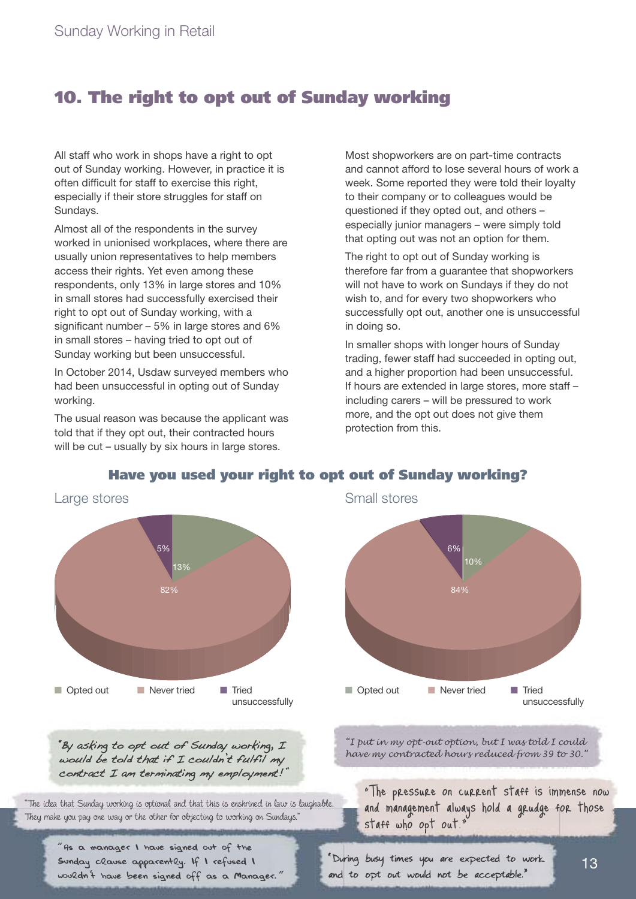## 10. The right to opt out of Sunday working

All staff who work in shops have a right to opt out of Sunday working. However, in practice it is often difficult for staff to exercise this right, especially if their store struggles for staff on Sundays.

Almost all of the respondents in the survey worked in unionised workplaces, where there are usually union representatives to help members access their rights. Yet even among these respondents, only 13% in large stores and 10% in small stores had successfully exercised their right to opt out of Sunday working, with a significant number – 5% in large stores and 6% in small stores – having tried to opt out of Sunday working but been unsuccessful.

In October 2014, Usdaw surveyed members who had been unsuccessful in opting out of Sunday working.

The usual reason was because the applicant was told that if they opt out, their contracted hours will be cut – usually by six hours in large stores.

Most shopworkers are on part-time contracts and cannot afford to lose several hours of work a week. Some reported they were told their loyalty to their company or to colleagues would be questioned if they opted out, and others – especially junior managers – were simply told that opting out was not an option for them.

The right to opt out of Sunday working is therefore far from a guarantee that shopworkers will not have to work on Sundays if they do not wish to, and for every two shopworkers who successfully opt out, another one is unsuccessful in doing so.

In smaller shops with longer hours of Sunday trading, fewer staff had succeeded in opting out, and a higher proportion had been unsuccessful. If hours are extended in large stores, more staff – including carers – will be pressured to work more, and the opt out does not give them protection from this.

### Have you used your right to opt out of Sunday working?

| | Large stores | Small stores |
|---|---|---|
| Opted out | 13% | 10% |
| Never tried | 82% | 84% |
| Tried unsuccessfully | 5% | 6% |

*"By asking to opt out of Sunday working, I would be told that if I couldn't fulfil my contract I am terminating my employment!"*

*"I put in my opt-out option, but I was told I could have my contracted hours reduced from 39 to 30."*

*"The idea that Sunday working is optional and that this is enshrined in law is laughable. They make you pay one way or the other for objecting to working on Sundays."*

*"The pressure on current staff is immense now and management always hold a grudge for those staff who opt out."*

*"As a manager I have signed out of the Sunday clause apparently. If I refused I wouldn't have been signed off as a Manager."*

*"During busy times you are expected to work and to opt out would not be acceptable."*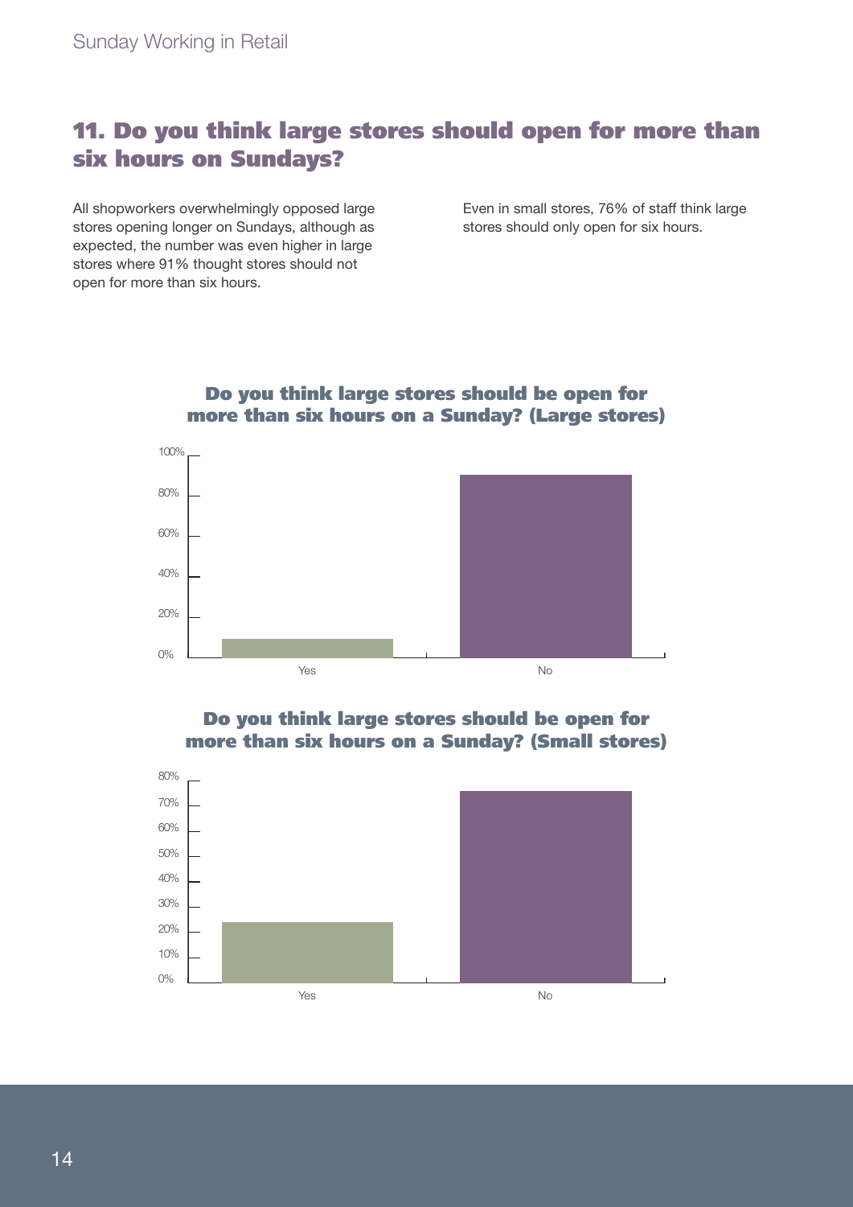## 11. Do you think large stores should open for more than six hours on Sundays?

All shopworkers overwhelmingly opposed large stores opening longer on Sundays, although as expected, the number was even higher in large stores where 91% thought stores should not open for more than six hours.

Even in small stores, 76% of staff think large stores should only open for six hours.

**Do you think large stores should be open for more than six hours on a Sunday? (Large stores)**

**Do you think large stores should be open for more than six hours on a Sunday? (Small stores)**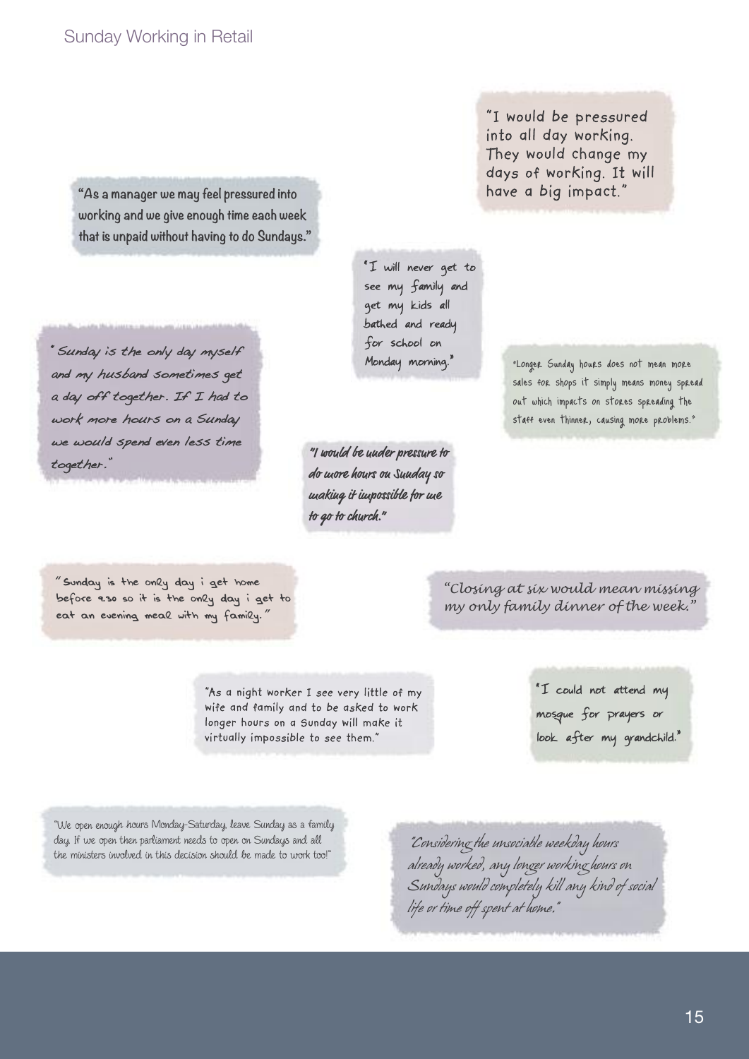"I would be pressured into all day working. They would change my days of working. It will have a big impact."

"As a manager we may feel pressured into working and we give enough time each week that is unpaid without having to do Sundays."

"I will never get to see my family and get my kids all bathed and ready for school on Monday morning."

"Sunday is the only day myself and my husband sometimes get a day off together. If I had to work more hours on a Sunday we would spend even less time together."

"Longer Sunday hours does not mean more sales for shops it simply means money spread out which impacts on stores spreading the staff even thinner, causing more problems."

"I would be under pressure to do more hours on Sunday so making it impossible for me to go to church."

"Sunday is the only day i get home before 9.30 so it is the only day i get to eat an evening meal with my family."

"Closing at six would mean missing my only family dinner of the week."

"As a night worker I see very little of my wife and family and to be asked to work longer hours on a Sunday will make it virtually impossible to see them."

"I could not attend my mosque for prayers or look after my grandchild."

"We open enough hours Monday-Saturday, leave Sunday as a family day. If we open then parliament needs to open on Sundays and all the ministers involved in this decision should be made to work too!"

"Considering the unsociable weekday hours already worked, any longer working hours on Sundays would completely kill any kind of social life or time off spent at home."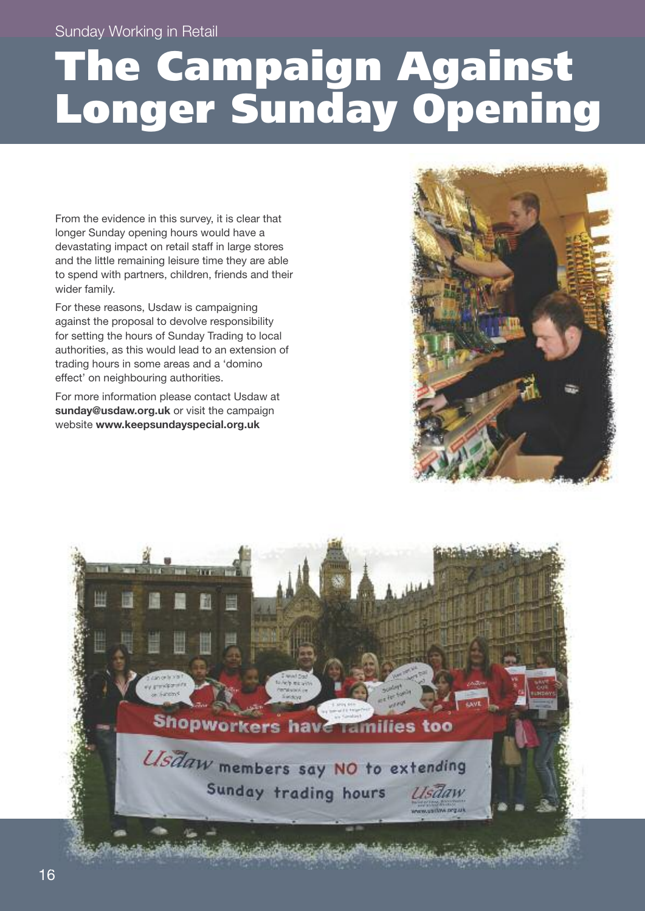# The Campaign Against Longer Sunday Opening

From the evidence in this survey, it is clear that longer Sunday opening hours would have a devastating impact on retail staff in large stores and the little remaining leisure time they are able to spend with partners, children, friends and their wider family.

For these reasons, Usdaw is campaigning against the proposal to devolve responsibility for setting the hours of Sunday Trading to local authorities, as this would lead to an extension of trading hours in some areas and a 'domino effect' on neighbouring authorities.

For more information please contact Usdaw at **sunday@usdaw.org.uk** or visit the campaign website **www.keepsundayspecial.org.uk**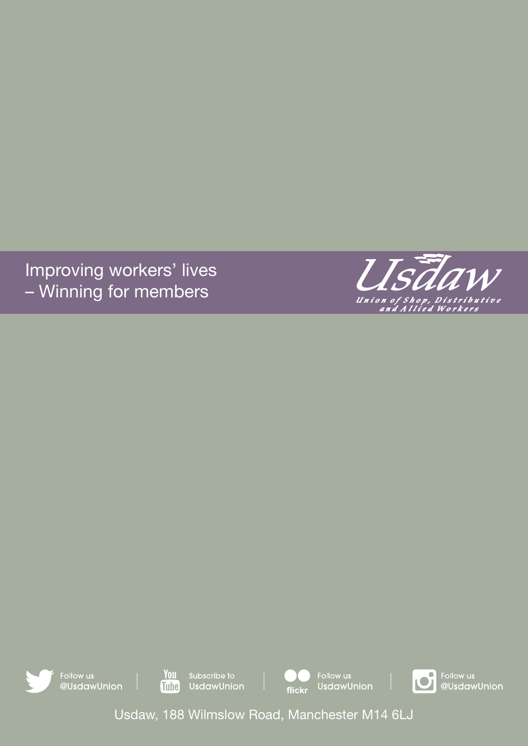Improving workers' lives
– Winning for members

Usdaw
Union of Shop, Distributive and Allied Workers

Follow us @UsdawUnion

Subscribe to UsdawUnion

Follow us UsdawUnion

Follow us @UsdawUnion

Usdaw, 188 Wilmslow Road, Manchester M14 6LJ